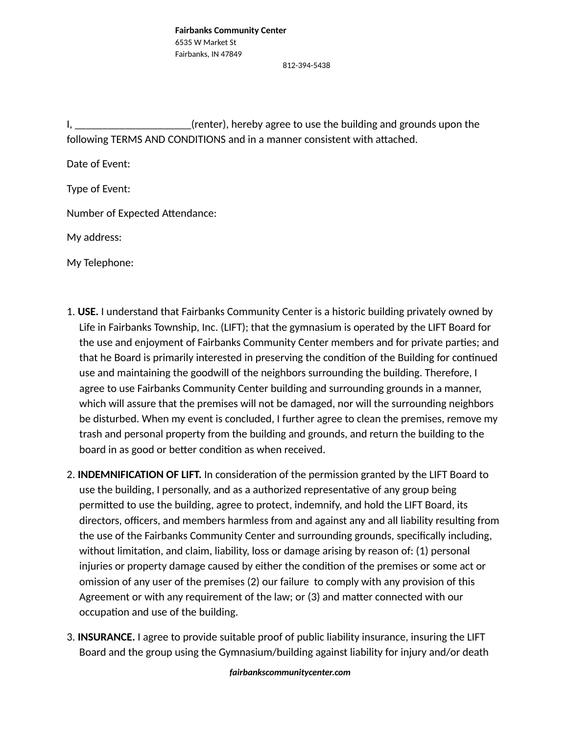**Fairbanks Community Center**
6535 W Market St
Fairbanks, IN 47849
812-394-5438

I, _____________________(renter), hereby agree to use the building and grounds upon the following TERMS AND CONDITIONS and in a manner consistent with attached.

Date of Event:

Type of Event:

Number of Expected Attendance:

My address:

My Telephone:

1. **USE.** I understand that Fairbanks Community Center is a historic building privately owned by Life in Fairbanks Township, Inc. (LIFT); that the gymnasium is operated by the LIFT Board for the use and enjoyment of Fairbanks Community Center members and for private parties; and that he Board is primarily interested in preserving the condition of the Building for continued use and maintaining the goodwill of the neighbors surrounding the building. Therefore, I agree to use Fairbanks Community Center building and surrounding grounds in a manner, which will assure that the premises will not be damaged, nor will the surrounding neighbors be disturbed. When my event is concluded, I further agree to clean the premises, remove my trash and personal property from the building and grounds, and return the building to the board in as good or better condition as when received.

2. **INDEMNIFICATION OF LIFT.** In consideration of the permission granted by the LIFT Board to use the building, I personally, and as a authorized representative of any group being permitted to use the building, agree to protect, indemnify, and hold the LIFT Board, its directors, officers, and members harmless from and against any and all liability resulting from the use of the Fairbanks Community Center and surrounding grounds, specifically including, without limitation, and claim, liability, loss or damage arising by reason of: (1) personal injuries or property damage caused by either the condition of the premises or some act or omission of any user of the premises (2) our failure to comply with any provision of this Agreement or with any requirement of the law; or (3) and matter connected with our occupation and use of the building.

3. **INSURANCE.** I agree to provide suitable proof of public liability insurance, insuring the LIFT Board and the group using the Gymnasium/building against liability for injury and/or death

*fairbankscommunitycenter.com*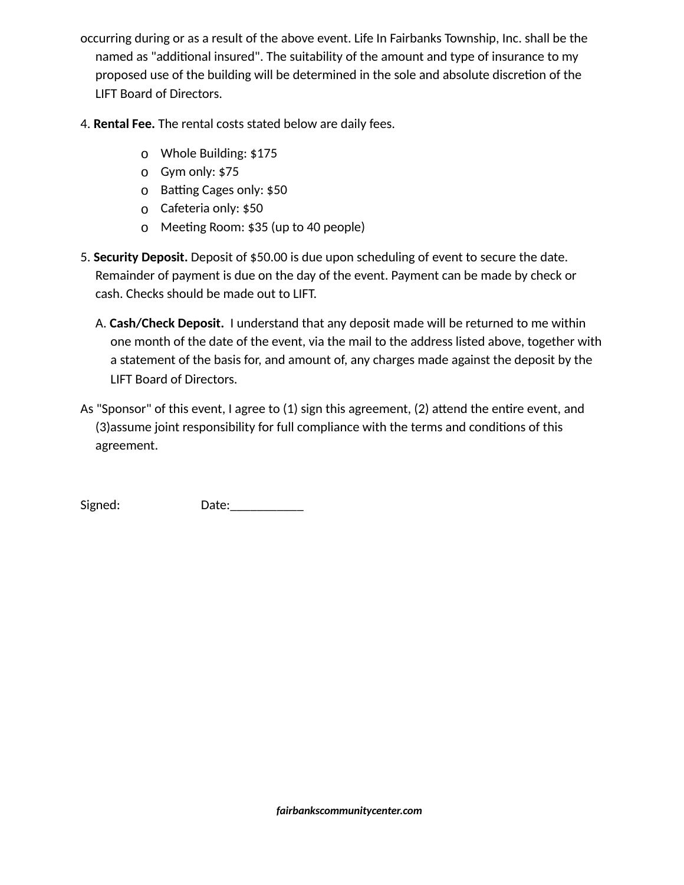occurring during or as a result of the above event. Life In Fairbanks Township, Inc. shall be the named as "additional insured". The suitability of the amount and type of insurance to my proposed use of the building will be determined in the sole and absolute discretion of the LIFT Board of Directors.

4. **Rental Fee.** The rental costs stated below are daily fees.

- Whole Building: $175
- Gym only: $75
- Batting Cages only: $50
- Cafeteria only: $50
- Meeting Room: $35 (up to 40 people)

5. **Security Deposit.** Deposit of $50.00 is due upon scheduling of event to secure the date. Remainder of payment is due on the day of the event. Payment can be made by check or cash. Checks should be made out to LIFT.

A. **Cash/Check Deposit.** I understand that any deposit made will be returned to me within one month of the date of the event, via the mail to the address listed above, together with a statement of the basis for, and amount of, any charges made against the deposit by the LIFT Board of Directors.

As "Sponsor" of this event, I agree to (1) sign this agreement, (2) attend the entire event, and (3)assume joint responsibility for full compliance with the terms and conditions of this agreement.

Signed: Date:___________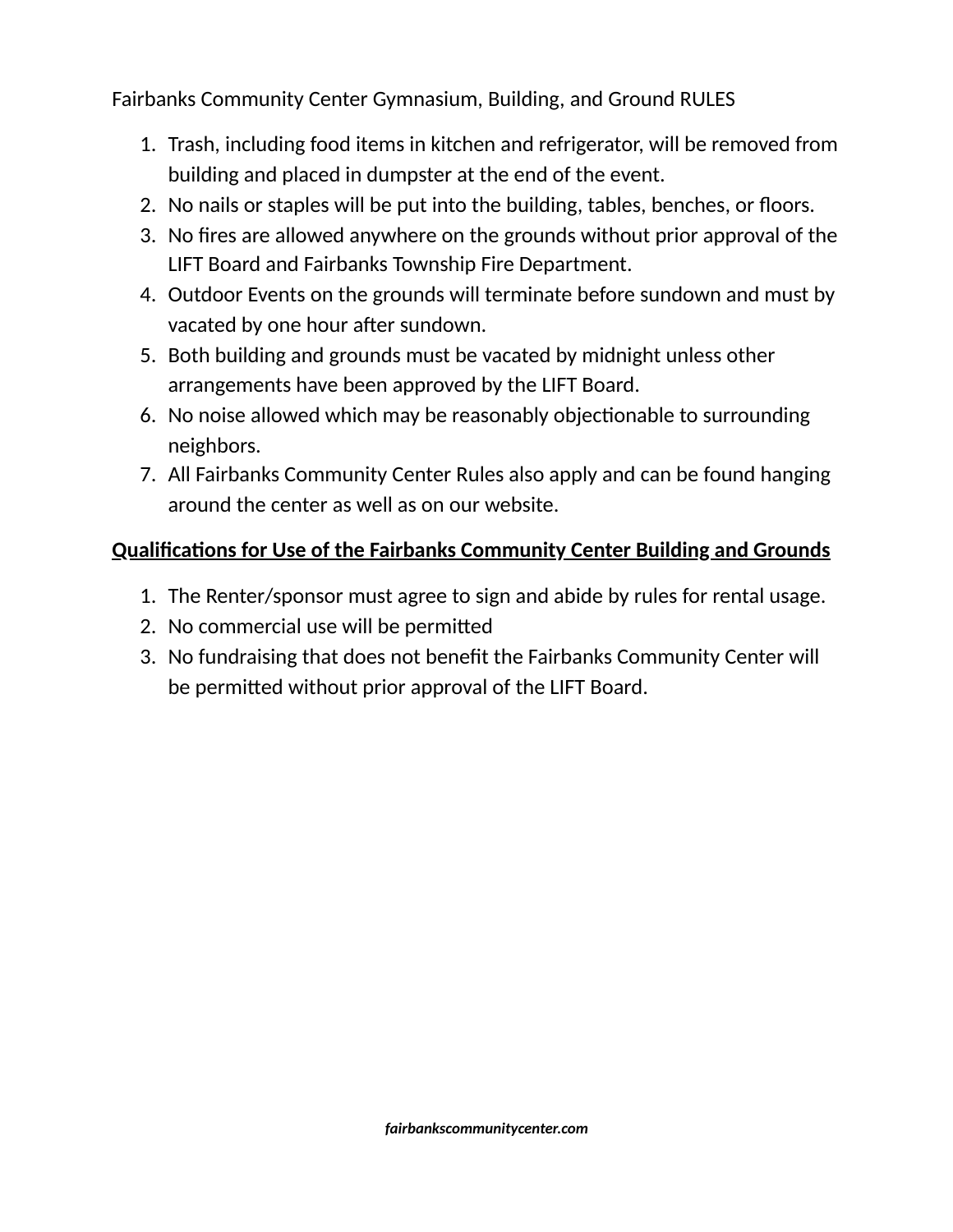Fairbanks Community Center Gymnasium, Building, and Ground RULES

1. Trash, including food items in kitchen and refrigerator, will be removed from building and placed in dumpster at the end of the event.
2. No nails or staples will be put into the building, tables, benches, or floors.
3. No fires are allowed anywhere on the grounds without prior approval of the LIFT Board and Fairbanks Township Fire Department.
4. Outdoor Events on the grounds will terminate before sundown and must by vacated by one hour after sundown.
5. Both building and grounds must be vacated by midnight unless other arrangements have been approved by the LIFT Board.
6. No noise allowed which may be reasonably objectionable to surrounding neighbors.
7. All Fairbanks Community Center Rules also apply and can be found hanging around the center as well as on our website.

**Qualifications for Use of the Fairbanks Community Center Building and Grounds**

1. The Renter/sponsor must agree to sign and abide by rules for rental usage.
2. No commercial use will be permitted
3. No fundraising that does not benefit the Fairbanks Community Center will be permitted without prior approval of the LIFT Board.